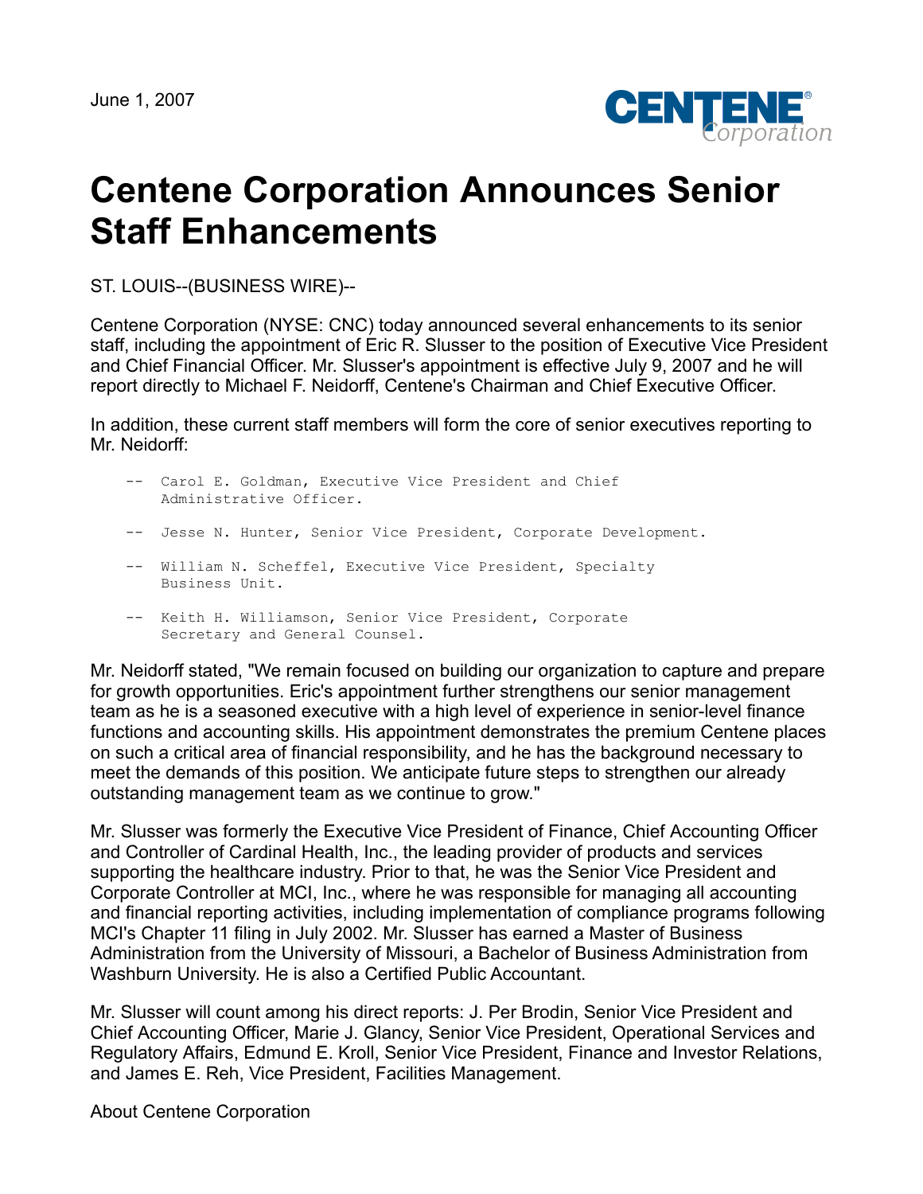June 1, 2007

# Centene Corporation Announces Senior Staff Enhancements

ST. LOUIS--(BUSINESS WIRE)--

Centene Corporation (NYSE: CNC) today announced several enhancements to its senior staff, including the appointment of Eric R. Slusser to the position of Executive Vice President and Chief Financial Officer. Mr. Slusser's appointment is effective July 9, 2007 and he will report directly to Michael F. Neidorff, Centene's Chairman and Chief Executive Officer.

In addition, these current staff members will form the core of senior executives reporting to Mr. Neidorff:

- Carol E. Goldman, Executive Vice President and Chief Administrative Officer.
- Jesse N. Hunter, Senior Vice President, Corporate Development.
- William N. Scheffel, Executive Vice President, Specialty Business Unit.
- Keith H. Williamson, Senior Vice President, Corporate Secretary and General Counsel.

Mr. Neidorff stated, "We remain focused on building our organization to capture and prepare for growth opportunities. Eric's appointment further strengthens our senior management team as he is a seasoned executive with a high level of experience in senior-level finance functions and accounting skills. His appointment demonstrates the premium Centene places on such a critical area of financial responsibility, and he has the background necessary to meet the demands of this position. We anticipate future steps to strengthen our already outstanding management team as we continue to grow."

Mr. Slusser was formerly the Executive Vice President of Finance, Chief Accounting Officer and Controller of Cardinal Health, Inc., the leading provider of products and services supporting the healthcare industry. Prior to that, he was the Senior Vice President and Corporate Controller at MCI, Inc., where he was responsible for managing all accounting and financial reporting activities, including implementation of compliance programs following MCI's Chapter 11 filing in July 2002. Mr. Slusser has earned a Master of Business Administration from the University of Missouri, a Bachelor of Business Administration from Washburn University. He is also a Certified Public Accountant.

Mr. Slusser will count among his direct reports: J. Per Brodin, Senior Vice President and Chief Accounting Officer, Marie J. Glancy, Senior Vice President, Operational Services and Regulatory Affairs, Edmund E. Kroll, Senior Vice President, Finance and Investor Relations, and James E. Reh, Vice President, Facilities Management.

About Centene Corporation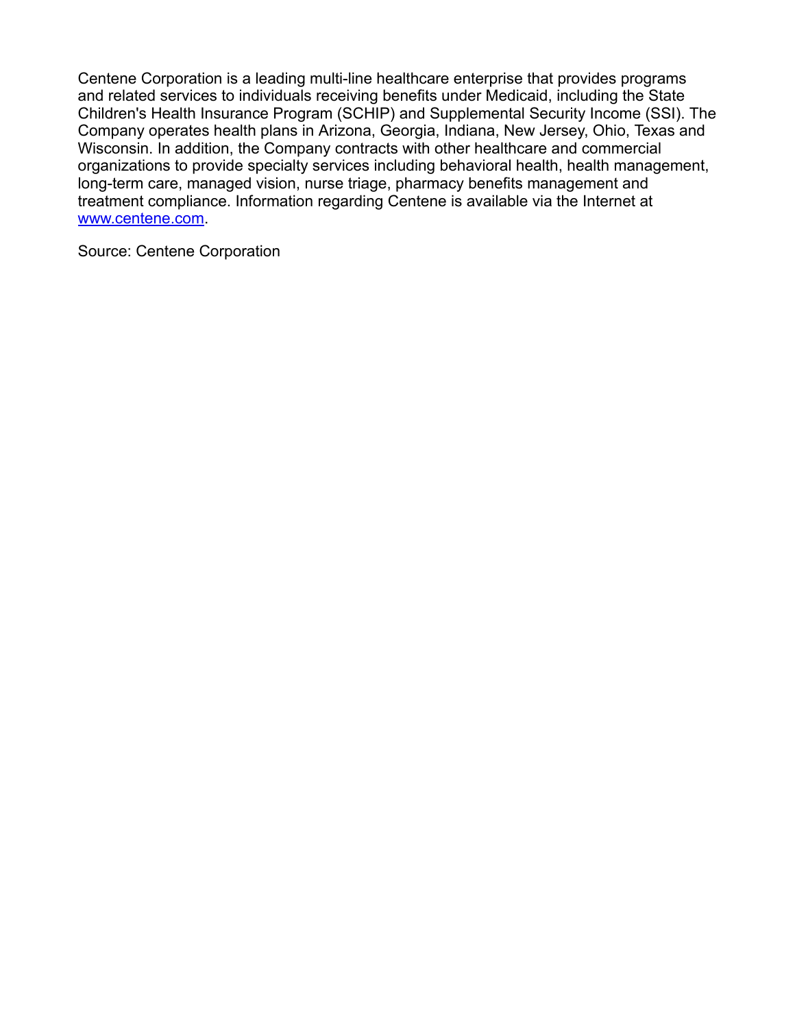Centene Corporation is a leading multi-line healthcare enterprise that provides programs and related services to individuals receiving benefits under Medicaid, including the State Children's Health Insurance Program (SCHIP) and Supplemental Security Income (SSI). The Company operates health plans in Arizona, Georgia, Indiana, New Jersey, Ohio, Texas and Wisconsin. In addition, the Company contracts with other healthcare and commercial organizations to provide specialty services including behavioral health, health management, long-term care, managed vision, nurse triage, pharmacy benefits management and treatment compliance. Information regarding Centene is available via the Internet at [www.centene.com](http://www.centene.com).

Source: Centene Corporation